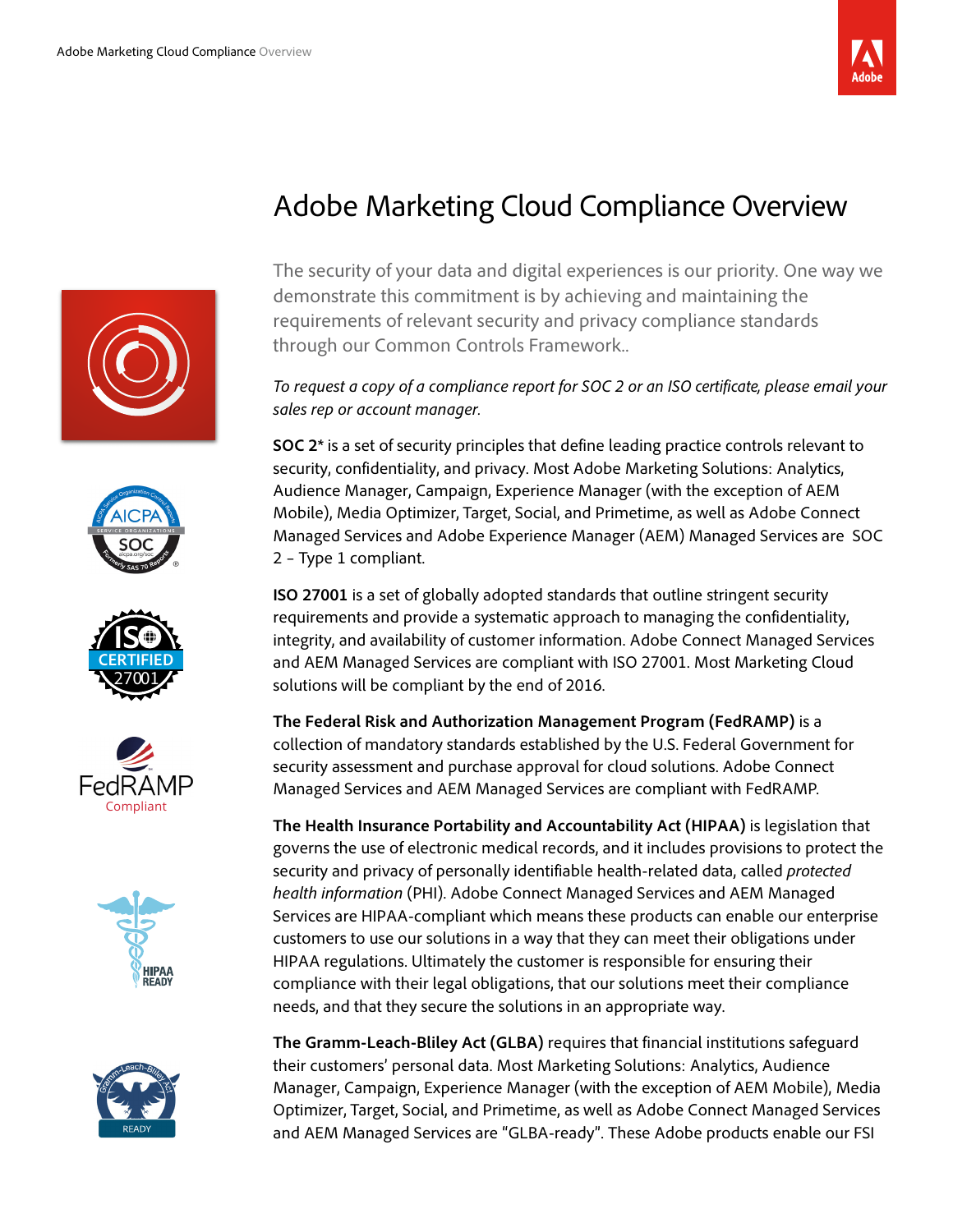# Adobe Marketing Cloud Compliance Overview

The security of your data and digital experiences is our priority. One way we demonstrate this commitment is by achieving and maintaining the requirements of relevant security and privacy compliance standards through our Common Controls Framework..

*To request a copy of a compliance report for SOC 2 or an ISO certificate, please email your sales rep or account manager.*

**SOC 2*** is a set of security principles that define leading practice controls relevant to security, confidentiality, and privacy. Most Adobe Marketing Solutions: Analytics, Audience Manager, Campaign, Experience Manager (with the exception of AEM Mobile), Media Optimizer, Target, Social, and Primetime, as well as Adobe Connect Managed Services and Adobe Experience Manager (AEM) Managed Services are SOC 2 – Type 1 compliant.

**ISO 27001** is a set of globally adopted standards that outline stringent security requirements and provide a systematic approach to managing the confidentiality, integrity, and availability of customer information. Adobe Connect Managed Services and AEM Managed Services are compliant with ISO 27001. Most Marketing Cloud solutions will be compliant by the end of 2016.

**The Federal Risk and Authorization Management Program (FedRAMP)** is a collection of mandatory standards established by the U.S. Federal Government for security assessment and purchase approval for cloud solutions. Adobe Connect Managed Services and AEM Managed Services are compliant with FedRAMP.

**The Health Insurance Portability and Accountability Act (HIPAA)** is legislation that governs the use of electronic medical records, and it includes provisions to protect the security and privacy of personally identifiable health-related data, called *protected health information* (PHI). Adobe Connect Managed Services and AEM Managed Services are HIPAA-compliant which means these products can enable our enterprise customers to use our solutions in a way that they can meet their obligations under HIPAA regulations. Ultimately the customer is responsible for ensuring their compliance with their legal obligations, that our solutions meet their compliance needs, and that they secure the solutions in an appropriate way.

**The Gramm-Leach-Bliley Act (GLBA)** requires that financial institutions safeguard their customers' personal data. Most Marketing Solutions: Analytics, Audience Manager, Campaign, Experience Manager (with the exception of AEM Mobile), Media Optimizer, Target, Social, and Primetime, as well as Adobe Connect Managed Services and AEM Managed Services are "GLBA-ready". These Adobe products enable our FSI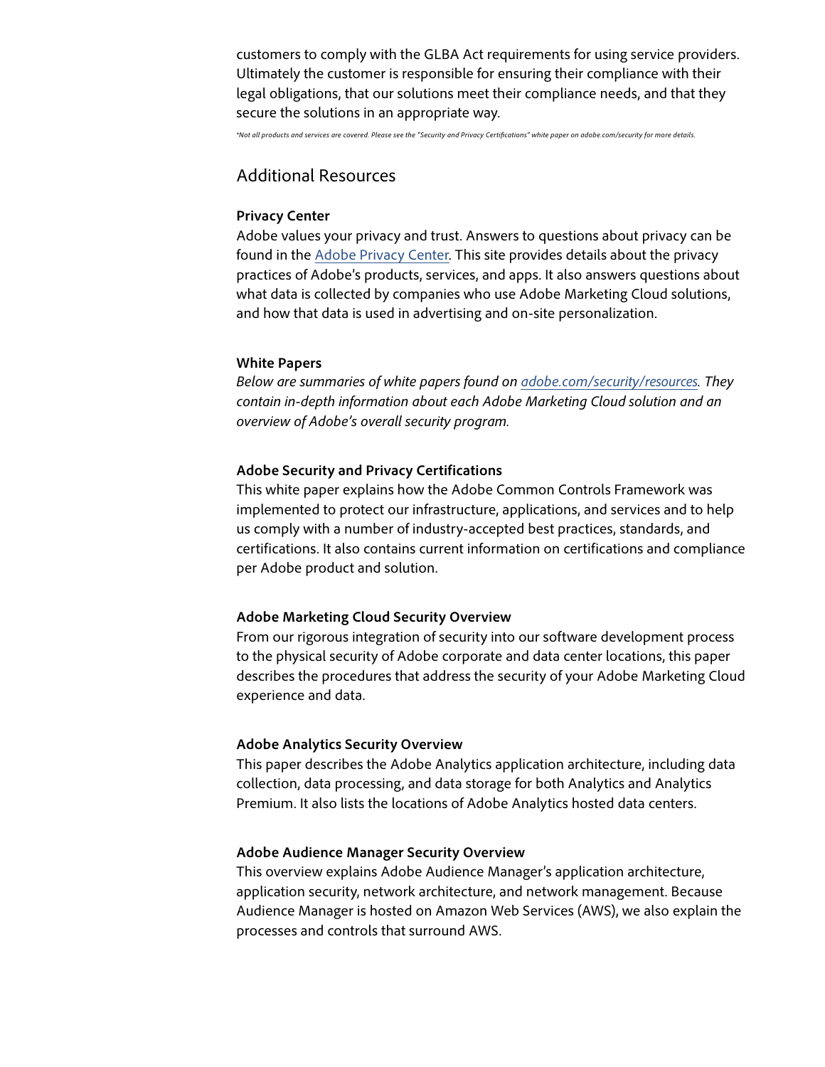customers to comply with the GLBA Act requirements for using service providers. Ultimately the customer is responsible for ensuring their compliance with their legal obligations, that our solutions meet their compliance needs, and that they secure the solutions in an appropriate way.

*\*Not all products and services are covered. Please see the "Security and Privacy Certifications" white paper on adobe.com/security for more details.*

## Additional Resources

**Privacy Center**

Adobe values your privacy and trust. Answers to questions about privacy can be found in the Adobe Privacy Center. This site provides details about the privacy practices of Adobe's products, services, and apps. It also answers questions about what data is collected by companies who use Adobe Marketing Cloud solutions, and how that data is used in advertising and on-site personalization.

**White Papers**

*Below are summaries of white papers found on adobe.com/security/resources. They contain in-depth information about each Adobe Marketing Cloud solution and an overview of Adobe's overall security program.*

**Adobe Security and Privacy Certifications**

This white paper explains how the Adobe Common Controls Framework was implemented to protect our infrastructure, applications, and services and to help us comply with a number of industry-accepted best practices, standards, and certifications. It also contains current information on certifications and compliance per Adobe product and solution.

**Adobe Marketing Cloud Security Overview**

From our rigorous integration of security into our software development process to the physical security of Adobe corporate and data center locations, this paper describes the procedures that address the security of your Adobe Marketing Cloud experience and data.

**Adobe Analytics Security Overview**

This paper describes the Adobe Analytics application architecture, including data collection, data processing, and data storage for both Analytics and Analytics Premium. It also lists the locations of Adobe Analytics hosted data centers.

**Adobe Audience Manager Security Overview**

This overview explains Adobe Audience Manager's application architecture, application security, network architecture, and network management. Because Audience Manager is hosted on Amazon Web Services (AWS), we also explain the processes and controls that surround AWS.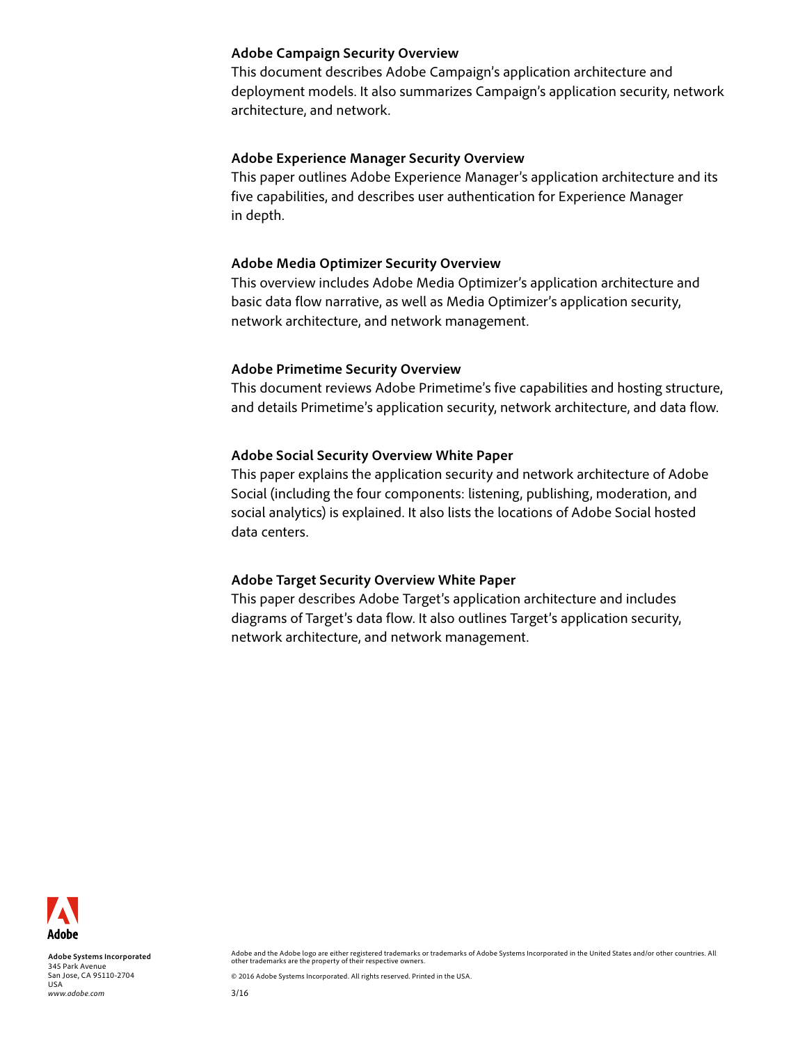### Adobe Campaign Security Overview

This document describes Adobe Campaign's application architecture and deployment models. It also summarizes Campaign's application security, network architecture, and network.

### Adobe Experience Manager Security Overview

This paper outlines Adobe Experience Manager's application architecture and its five capabilities, and describes user authentication for Experience Manager in depth.

### Adobe Media Optimizer Security Overview

This overview includes Adobe Media Optimizer's application architecture and basic data flow narrative, as well as Media Optimizer's application security, network architecture, and network management.

### Adobe Primetime Security Overview

This document reviews Adobe Primetime's five capabilities and hosting structure, and details Primetime's application security, network architecture, and data flow.

### Adobe Social Security Overview White Paper

This paper explains the application security and network architecture of Adobe Social (including the four components: listening, publishing, moderation, and social analytics) is explained. It also lists the locations of Adobe Social hosted data centers.

### Adobe Target Security Overview White Paper

This paper describes Adobe Target's application architecture and includes diagrams of Target's data flow. It also outlines Target's application security, network architecture, and network management.

Adobe

**Adobe Systems Incorporated**
345 Park Avenue
San Jose, CA 95110-2704
USA
*www.adobe.com*

Adobe and the Adobe logo are either registered trademarks or trademarks of Adobe Systems Incorporated in the United States and/or other countries. All other trademarks are the property of their respective owners.

© 2016 Adobe Systems Incorporated. All rights reserved. Printed in the USA.

3/16